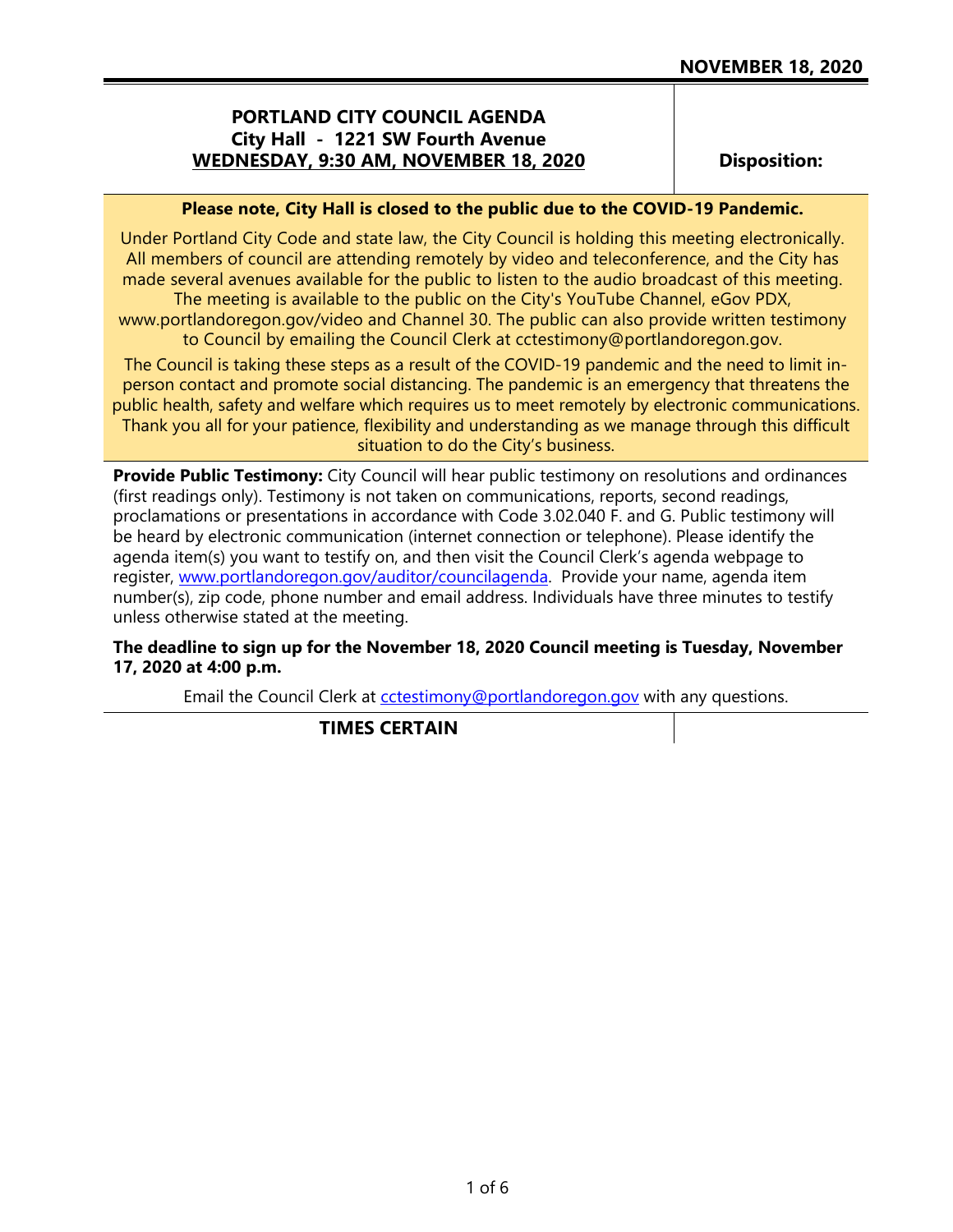**NOVEMBER 18, 2020**

# PORTLAND CITY COUNCIL AGENDA

**City Hall - 1221 SW Fourth Avenue**

**WEDNESDAY, 9:30 AM, NOVEMBER 18, 2020**

**Disposition:**

**Please note, City Hall is closed to the public due to the COVID-19 Pandemic.**

Under Portland City Code and state law, the City Council is holding this meeting electronically. All members of council are attending remotely by video and teleconference, and the City has made several avenues available for the public to listen to the audio broadcast of this meeting. The meeting is available to the public on the City's YouTube Channel, eGov PDX, www.portlandoregon.gov/video and Channel 30. The public can also provide written testimony to Council by emailing the Council Clerk at cctestimony@portlandoregon.gov.

The Council is taking these steps as a result of the COVID-19 pandemic and the need to limit in-person contact and promote social distancing. The pandemic is an emergency that threatens the public health, safety and welfare which requires us to meet remotely by electronic communications. Thank you all for your patience, flexibility and understanding as we manage through this difficult situation to do the City's business.

**Provide Public Testimony:** City Council will hear public testimony on resolutions and ordinances (first readings only). Testimony is not taken on communications, reports, second readings, proclamations or presentations in accordance with Code 3.02.040 F. and G. Public testimony will be heard by electronic communication (internet connection or telephone). Please identify the agenda item(s) you want to testify on, and then visit the Council Clerk's agenda webpage to register, www.portlandoregon.gov/auditor/councilagenda. Provide your name, agenda item number(s), zip code, phone number and email address. Individuals have three minutes to testify unless otherwise stated at the meeting.

**The deadline to sign up for the November 18, 2020 Council meeting is Tuesday, November 17, 2020 at 4:00 p.m.**

Email the Council Clerk at cctestimony@portlandoregon.gov with any questions.

## TIMES CERTAIN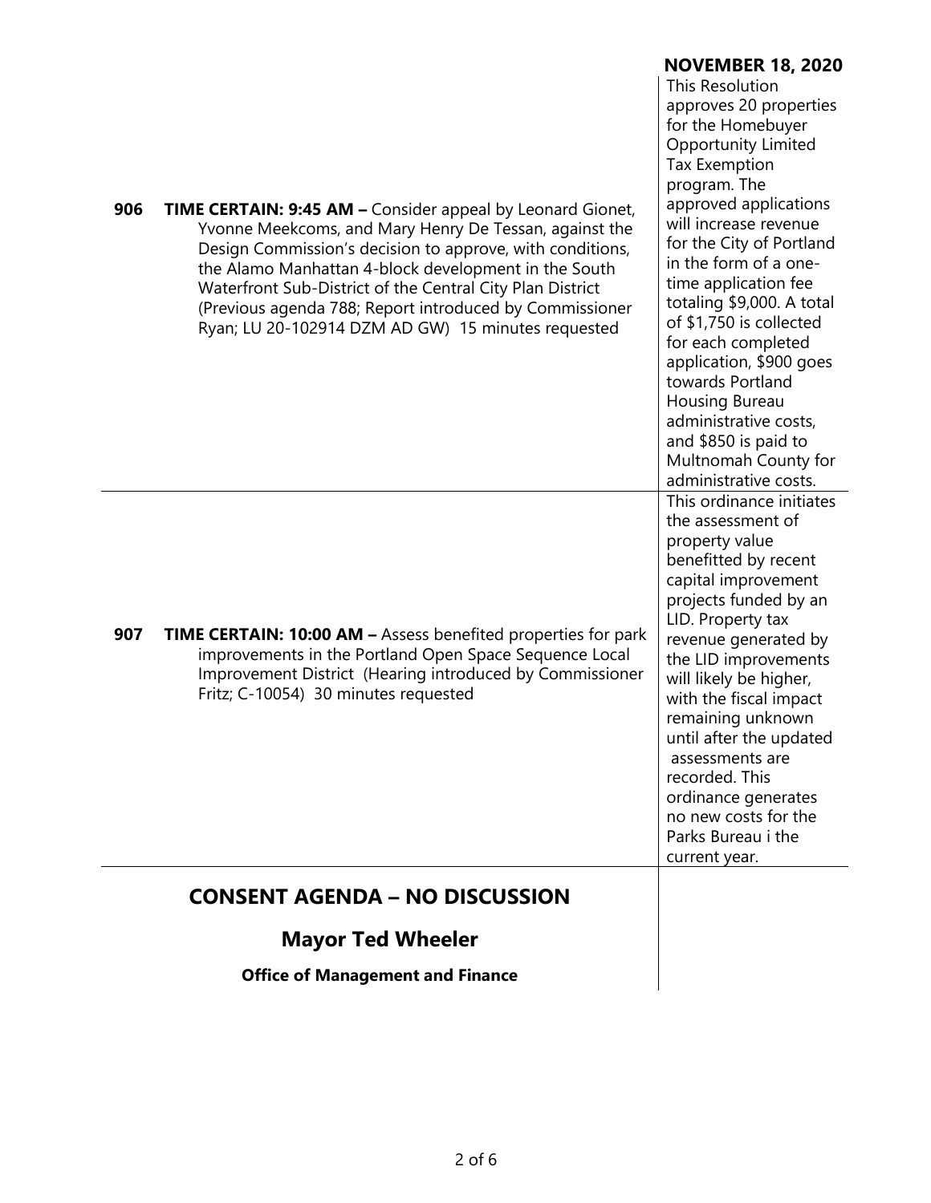**NOVEMBER 18, 2020**

| | |
|---|---|
| **906** **TIME CERTAIN: 9:45 AM –** Consider appeal by Leonard Gionet, Yvonne Meekcoms, and Mary Henry De Tessan, against the Design Commission's decision to approve, with conditions, the Alamo Manhattan 4-block development in the South Waterfront Sub-District of the Central City Plan District (Previous agenda 788; Report introduced by Commissioner Ryan; LU 20-102914 DZM AD GW) 15 minutes requested | This Resolution approves 20 properties for the Homebuyer Opportunity Limited Tax Exemption program. The approved applications will increase revenue for the City of Portland in the form of a one-time application fee totaling $9,000. A total of $1,750 is collected for each completed application, $900 goes towards Portland Housing Bureau administrative costs, and $850 is paid to Multnomah County for administrative costs. |
| **907** **TIME CERTAIN: 10:00 AM –** Assess benefited properties for park improvements in the Portland Open Space Sequence Local Improvement District (Hearing introduced by Commissioner Fritz; C-10054) 30 minutes requested | This ordinance initiates the assessment of property value benefitted by recent capital improvement projects funded by an LID. Property tax revenue generated by the LID improvements will likely be higher, with the fiscal impact remaining unknown until after the updated assessments are recorded. This ordinance generates no new costs for the Parks Bureau i the current year. |

## CONSENT AGENDA – NO DISCUSSION

### Mayor Ted Wheeler

**Office of Management and Finance**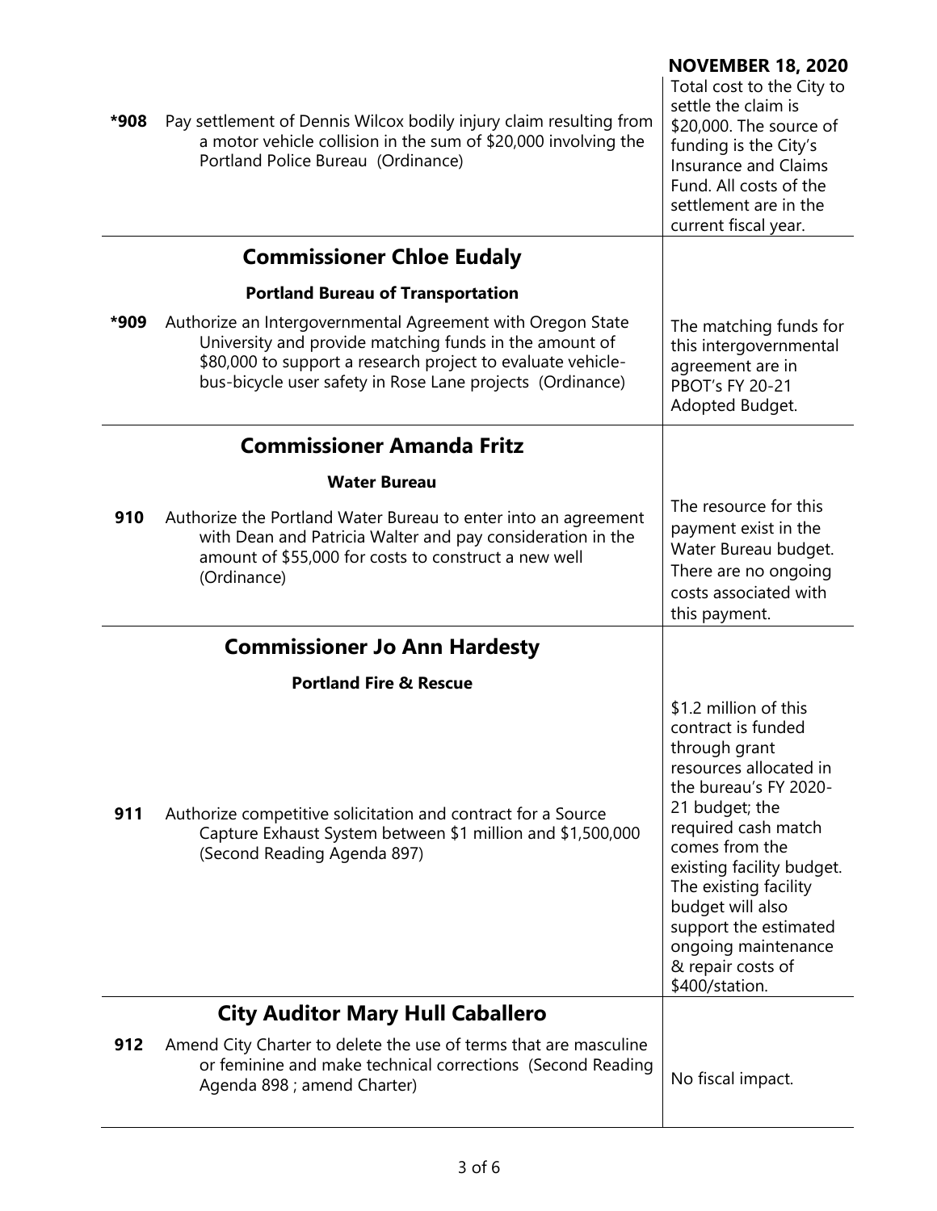**NOVEMBER 18, 2020**

| | | |
|---|---|---|
| *908 | Pay settlement of Dennis Wilcox bodily injury claim resulting from a motor vehicle collision in the sum of $20,000 involving the Portland Police Bureau (Ordinance) | Total cost to the City to settle the claim is $20,000. The source of funding is the City's Insurance and Claims Fund. All costs of the settlement are in the current fiscal year. |

## Commissioner Chloe Eudaly

### Portland Bureau of Transportation

| | | |
|---|---|---|
| *909 | Authorize an Intergovernmental Agreement with Oregon State University and provide matching funds in the amount of $80,000 to support a research project to evaluate vehicle-bus-bicycle user safety in Rose Lane projects (Ordinance) | The matching funds for this intergovernmental agreement are in PBOT's FY 20-21 Adopted Budget. |

## Commissioner Amanda Fritz

### Water Bureau

| | | |
|---|---|---|
| 910 | Authorize the Portland Water Bureau to enter into an agreement with Dean and Patricia Walter and pay consideration in the amount of $55,000 for costs to construct a new well (Ordinance) | The resource for this payment exist in the Water Bureau budget. There are no ongoing costs associated with this payment. |

## Commissioner Jo Ann Hardesty

### Portland Fire & Rescue

| | | |
|---|---|---|
| 911 | Authorize competitive solicitation and contract for a Source Capture Exhaust System between $1 million and $1,500,000 (Second Reading Agenda 897) | $1.2 million of this contract is funded through grant resources allocated in the bureau's FY 2020-21 budget; the required cash match comes from the existing facility budget. The existing facility budget will also support the estimated ongoing maintenance & repair costs of $400/station. |

## City Auditor Mary Hull Caballero

| | | |
|---|---|---|
| 912 | Amend City Charter to delete the use of terms that are masculine or feminine and make technical corrections (Second Reading Agenda 898 ; amend Charter) | No fiscal impact. |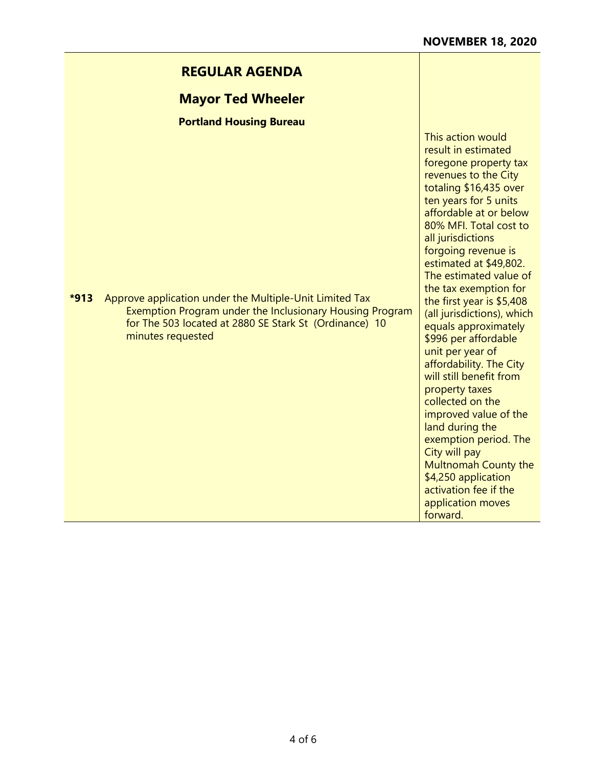NOVEMBER 18, 2020

| REGULAR AGENDA | |
|---|---|
| **Mayor Ted Wheeler** | |
| **Portland Housing Bureau** | |
| **\*913** Approve application under the Multiple-Unit Limited Tax Exemption Program under the Inclusionary Housing Program for The 503 located at 2880 SE Stark St (Ordinance) 10 minutes requested | This action would result in estimated foregone property tax revenues to the City totaling $16,435 over ten years for 5 units affordable at or below 80% MFI. Total cost to all jurisdictions forgoing revenue is estimated at $49,802. The estimated value of the tax exemption for the first year is $5,408 (all jurisdictions), which equals approximately $996 per affordable unit per year of affordability. The City will still benefit from property taxes collected on the improved value of the land during the exemption period. The City will pay Multnomah County the $4,250 application activation fee if the application moves forward. |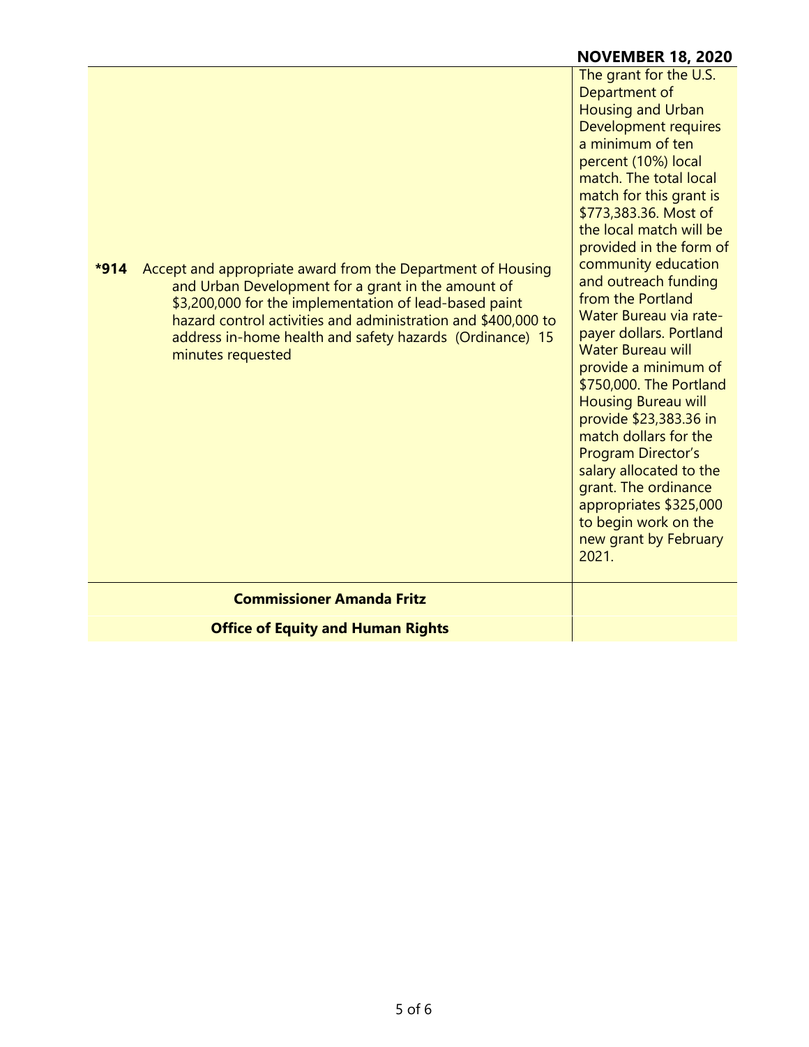**NOVEMBER 18, 2020**

| | |
|---|---|
| ***914** Accept and appropriate award from the Department of Housing and Urban Development for a grant in the amount of $3,200,000 for the implementation of lead-based paint hazard control activities and administration and $400,000 to address in-home health and safety hazards (Ordinance) 15 minutes requested | The grant for the U.S. Department of Housing and Urban Development requires a minimum of ten percent (10%) local match. The total local match for this grant is $773,383.36. Most of the local match will be provided in the form of community education and outreach funding from the Portland Water Bureau via rate-payer dollars. Portland Water Bureau will provide a minimum of $750,000. The Portland Housing Bureau will provide $23,383.36 in match dollars for the Program Director's salary allocated to the grant. The ordinance appropriates $325,000 to begin work on the new grant by February 2021. |
| **Commissioner Amanda Fritz** | |
| **Office of Equity and Human Rights** | |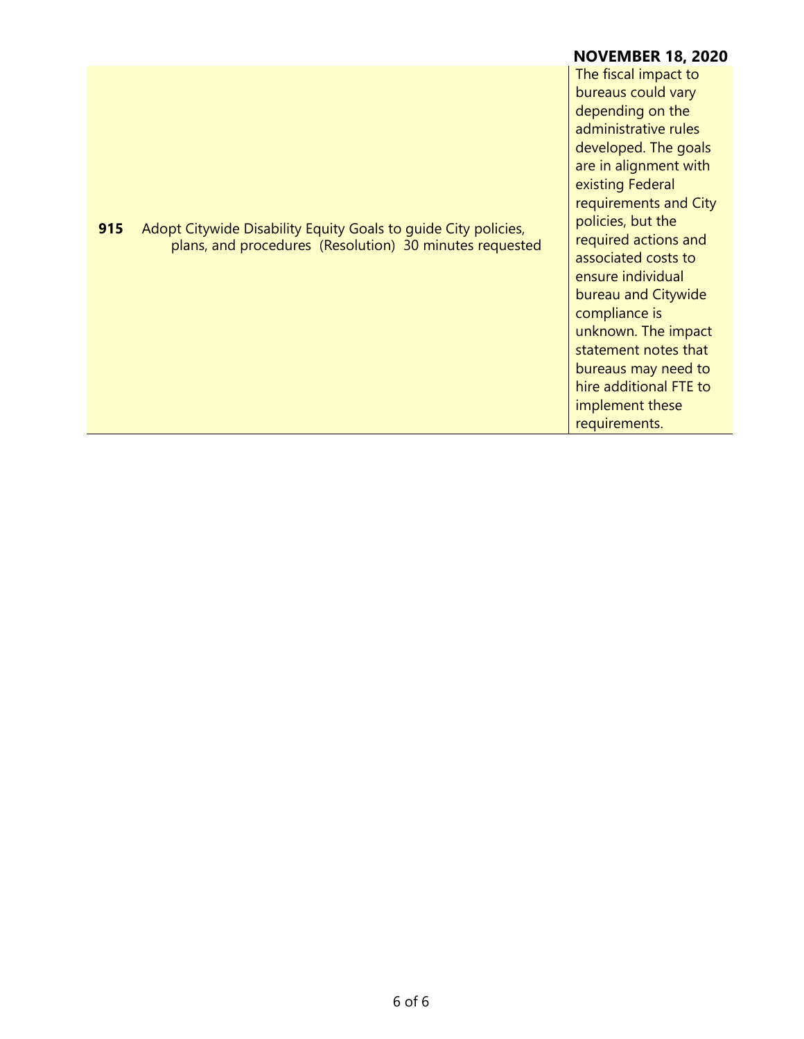| | | |
|---|---|---|
| **915** | Adopt Citywide Disability Equity Goals to guide City policies, plans, and procedures (Resolution) 30 minutes requested | The fiscal impact to bureaus could vary depending on the administrative rules developed. The goals are in alignment with existing Federal requirements and City policies, but the required actions and associated costs to ensure individual bureau and Citywide compliance is unknown. The impact statement notes that bureaus may need to hire additional FTE to implement these requirements. |